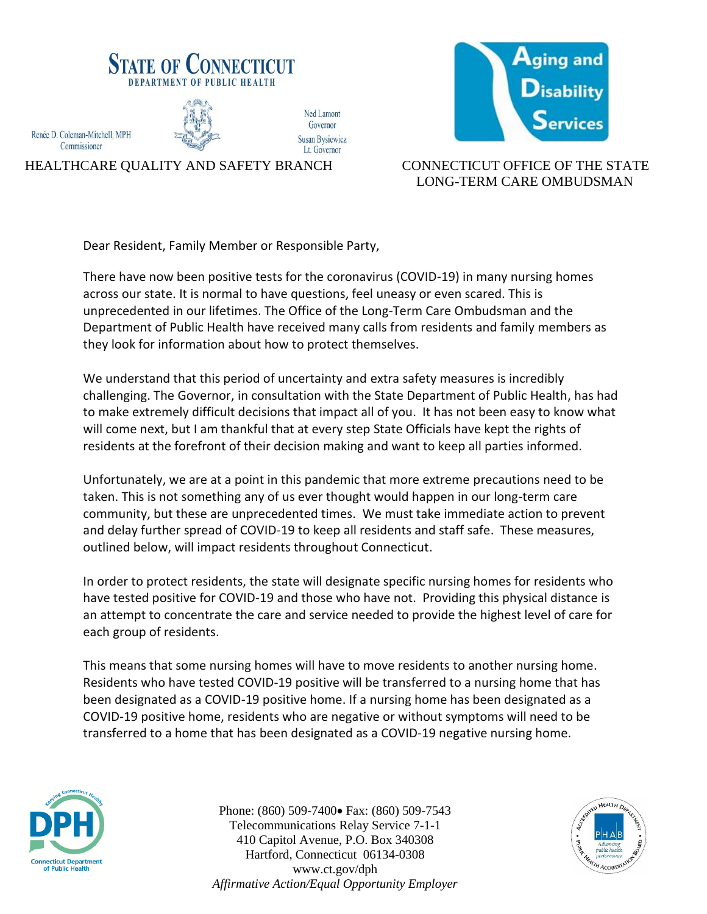**STATE OF CONNECTICUT**
**DEPARTMENT OF PUBLIC HEALTH**

Renée D. Coleman-Mitchell, MPH
Commissioner

Ned Lamont
Governor
Susan Bysiewicz
Lt. Governor

HEALTHCARE QUALITY AND SAFETY BRANCH

**Aging and Disability Services**

CONNECTICUT OFFICE OF THE STATE LONG-TERM CARE OMBUDSMAN

Dear Resident, Family Member or Responsible Party,

There have now been positive tests for the coronavirus (COVID-19) in many nursing homes across our state. It is normal to have questions, feel uneasy or even scared. This is unprecedented in our lifetimes. The Office of the Long-Term Care Ombudsman and the Department of Public Health have received many calls from residents and family members as they look for information about how to protect themselves.

We understand that this period of uncertainty and extra safety measures is incredibly challenging. The Governor, in consultation with the State Department of Public Health, has had to make extremely difficult decisions that impact all of you. It has not been easy to know what will come next, but I am thankful that at every step State Officials have kept the rights of residents at the forefront of their decision making and want to keep all parties informed.

Unfortunately, we are at a point in this pandemic that more extreme precautions need to be taken. This is not something any of us ever thought would happen in our long-term care community, but these are unprecedented times. We must take immediate action to prevent and delay further spread of COVID-19 to keep all residents and staff safe. These measures, outlined below, will impact residents throughout Connecticut.

In order to protect residents, the state will designate specific nursing homes for residents who have tested positive for COVID-19 and those who have not. Providing this physical distance is an attempt to concentrate the care and service needed to provide the highest level of care for each group of residents.

This means that some nursing homes will have to move residents to another nursing home. Residents who have tested COVID-19 positive will be transferred to a nursing home that has been designated as a COVID-19 positive home. If a nursing home has been designated as a COVID-19 positive home, residents who are negative or without symptoms will need to be transferred to a home that has been designated as a COVID-19 negative nursing home.

Phone: (860) 509-7400• Fax: (860) 509-7543
Telecommunications Relay Service 7-1-1
410 Capitol Avenue, P.O. Box 340308
Hartford, Connecticut 06134-0308
www.ct.gov/dph
*Affirmative Action/Equal Opportunity Employer*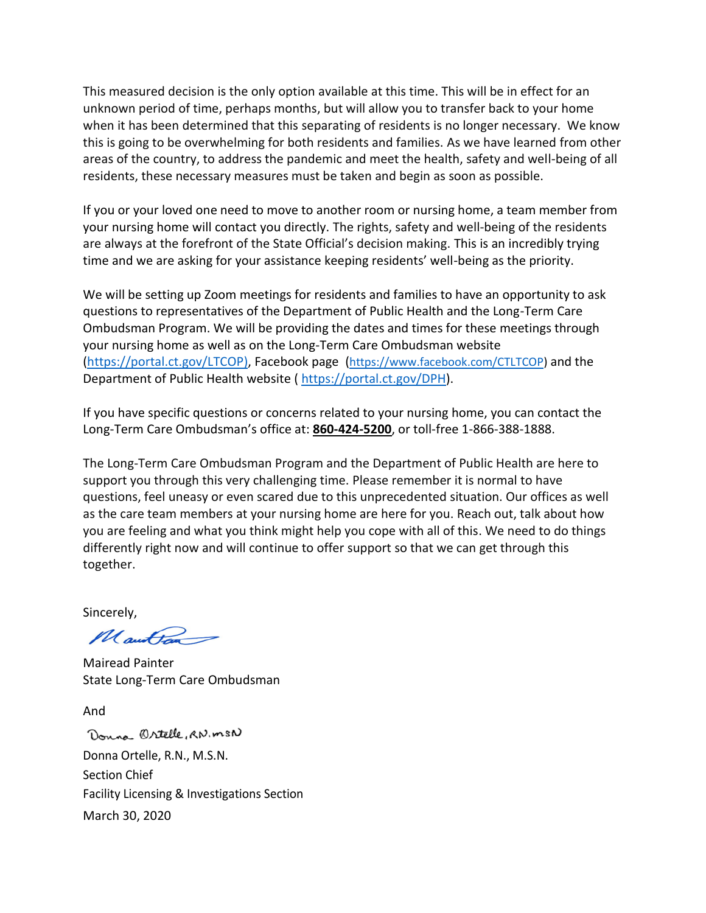This measured decision is the only option available at this time. This will be in effect for an unknown period of time, perhaps months, but will allow you to transfer back to your home when it has been determined that this separating of residents is no longer necessary. We know this is going to be overwhelming for both residents and families. As we have learned from other areas of the country, to address the pandemic and meet the health, safety and well-being of all residents, these necessary measures must be taken and begin as soon as possible.

If you or your loved one need to move to another room or nursing home, a team member from your nursing home will contact you directly. The rights, safety and well-being of the residents are always at the forefront of the State Official's decision making. This is an incredibly trying time and we are asking for your assistance keeping residents' well-being as the priority.

We will be setting up Zoom meetings for residents and families to have an opportunity to ask questions to representatives of the Department of Public Health and the Long-Term Care Ombudsman Program. We will be providing the dates and times for these meetings through your nursing home as well as on the Long-Term Care Ombudsman website (https://portal.ct.gov/LTCOP), Facebook page (https://www.facebook.com/CTLTCOP) and the Department of Public Health website ( https://portal.ct.gov/DPH).

If you have specific questions or concerns related to your nursing home, you can contact the Long-Term Care Ombudsman's office at: **860-424-5200**, or toll-free 1-866-388-1888.

The Long-Term Care Ombudsman Program and the Department of Public Health are here to support you through this very challenging time. Please remember it is normal to have questions, feel uneasy or even scared due to this unprecedented situation. Our offices as well as the care team members at your nursing home are here for you. Reach out, talk about how you are feeling and what you think might help you cope with all of this. We need to do things differently right now and will continue to offer support so that we can get through this together.

Sincerely,

Mairead Painter
State Long-Term Care Ombudsman

And

Donna Ortelle, RN, MSN

Donna Ortelle, R.N., M.S.N.
Section Chief
Facility Licensing & Investigations Section
March 30, 2020